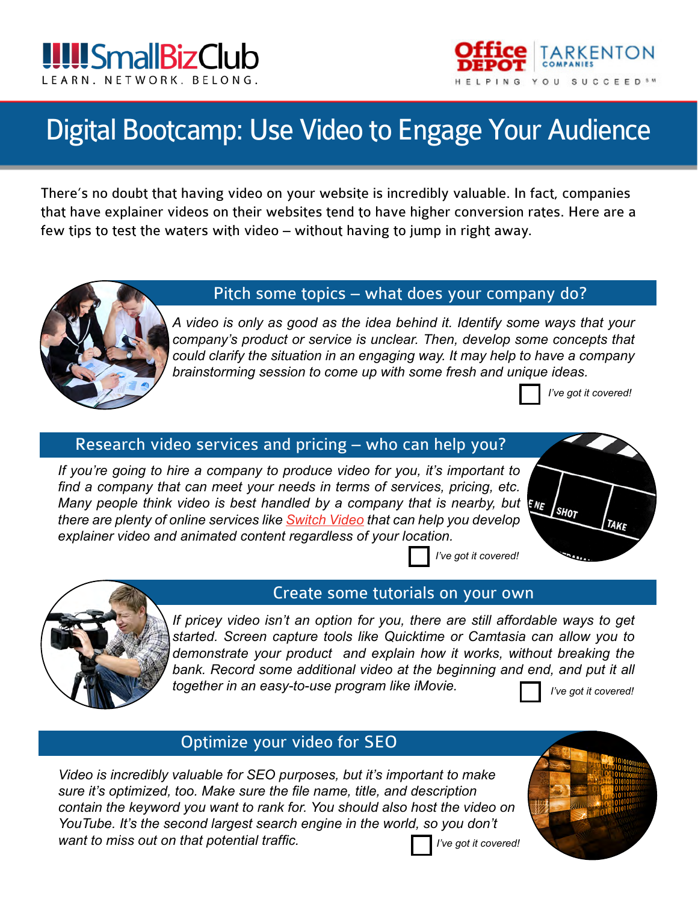SmallBizClub
LEARN. NETWORK. BELONG.

Office Depot | TARKENTON COMPANIES
HELPING YOU SUCCEED℠

# Digital Bootcamp: Use Video to Engage Your Audience

There's no doubt that having video on your website is incredibly valuable. In fact, companies that have explainer videos on their websites tend to have higher conversion rates. Here are a few tips to test the waters with video – without having to jump in right away.

## Pitch some topics – what does your company do?

*A video is only as good as the idea behind it. Identify some ways that your company's product or service is unclear. Then, develop some concepts that could clarify the situation in an engaging way. It may help to have a company brainstorming session to come up with some fresh and unique ideas.*

☐ *I've got it covered!*

## Research video services and pricing – who can help you?

*If you're going to hire a company to produce video for you, it's important to find a company that can meet your needs in terms of services, pricing, etc. Many people think video is best handled by a company that is nearby, but there are plenty of online services like Switch Video that can help you develop explainer video and animated content regardless of your location.*

☐ *I've got it covered!*

## Create some tutorials on your own

*If pricey video isn't an option for you, there are still affordable ways to get started. Screen capture tools like Quicktime or Camtasia can allow you to demonstrate your product and explain how it works, without breaking the bank. Record some additional video at the beginning and end, and put it all together in an easy-to-use program like iMovie.*

☐ *I've got it covered!*

## Optimize your video for SEO

*Video is incredibly valuable for SEO purposes, but it's important to make sure it's optimized, too. Make sure the file name, title, and description contain the keyword you want to rank for. You should also host the video on YouTube. It's the second largest search engine in the world, so you don't want to miss out on that potential traffic.*

☐ *I've got it covered!*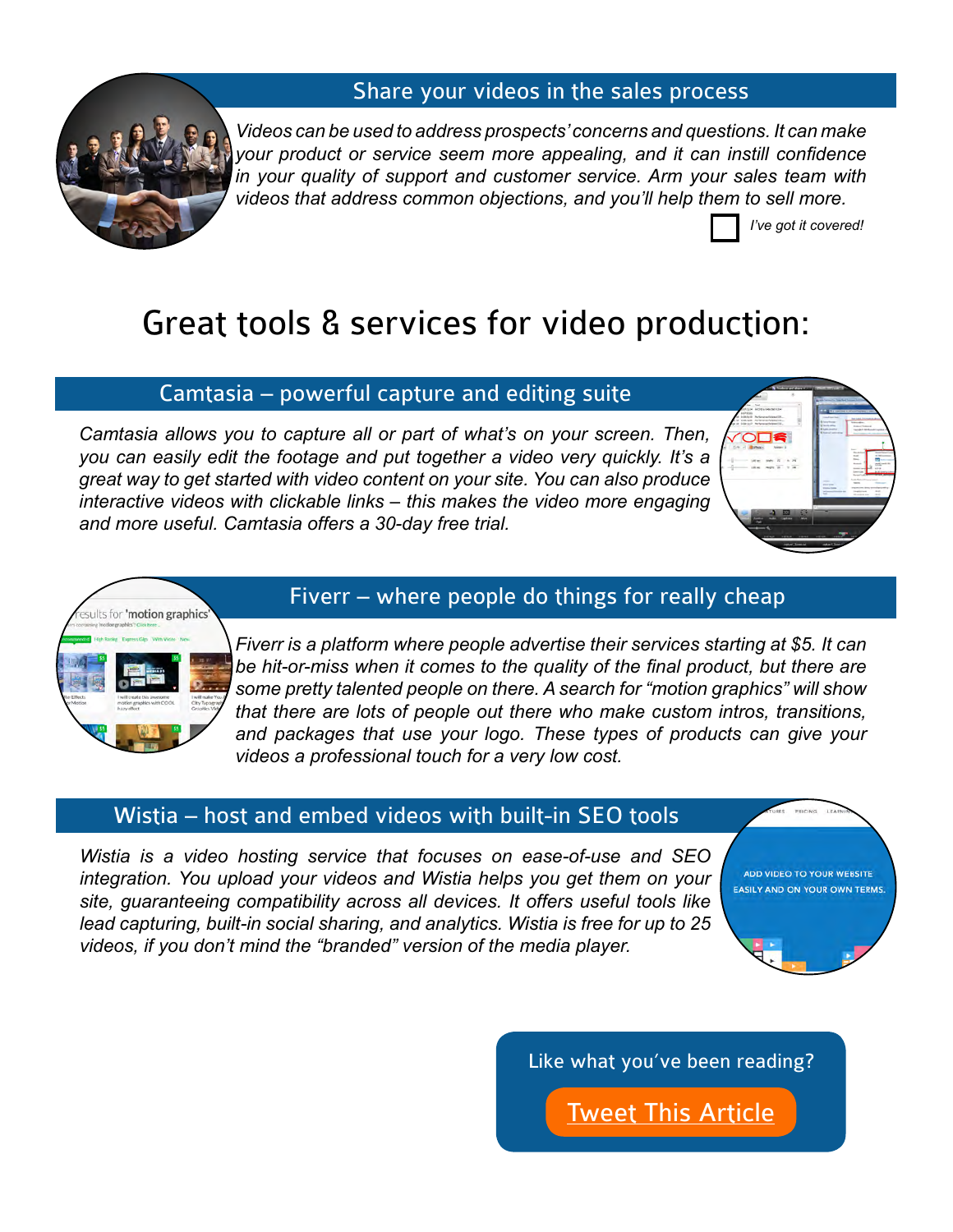## Share your videos in the sales process

*Videos can be used to address prospects' concerns and questions. It can make your product or service seem more appealing, and it can instill confidence in your quality of support and customer service. Arm your sales team with videos that address common objections, and you'll help them to sell more.*

☐ *I've got it covered!*

# Great tools & services for video production:

## Camtasia – powerful capture and editing suite

*Camtasia allows you to capture all or part of what's on your screen. Then, you can easily edit the footage and put together a video very quickly. It's a great way to get started with video content on your site. You can also produce interactive videos with clickable links – this makes the video more engaging and more useful. Camtasia offers a 30-day free trial.*

## Fiverr – where people do things for really cheap

*Fiverr is a platform where people advertise their services starting at $5. It can be hit-or-miss when it comes to the quality of the final product, but there are some pretty talented people on there. A search for "motion graphics" will show that there are lots of people out there who make custom intros, transitions, and packages that use your logo. These types of products can give your videos a professional touch for a very low cost.*

## Wistia – host and embed videos with built-in SEO tools

*Wistia is a video hosting service that focuses on ease-of-use and SEO integration. You upload your videos and Wistia helps you get them on your site, guaranteeing compatibility across all devices. It offers useful tools like lead capturing, built-in social sharing, and analytics. Wistia is free for up to 25 videos, if you don't mind the "branded" version of the media player.*

Like what you've been reading?

Tweet This Article